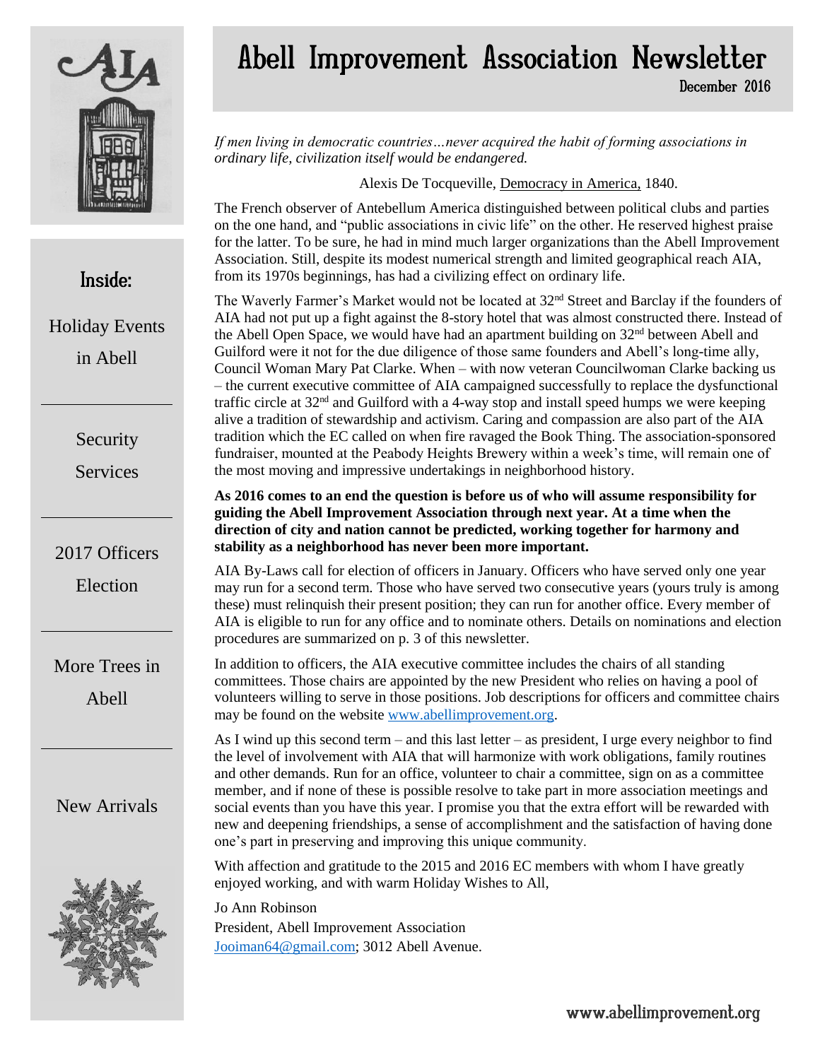# Abell Improvement Association Newsletter

December 2016

**Inside:**

- Holiday Events in Abell
- Security Services
- 2017 Officers Election
- More Trees in Abell
- New Arrivals

*If men living in democratic countries…never acquired the habit of forming associations in ordinary life, civilization itself would be endangered.*

Alexis De Tocqueville, Democracy in America, 1840.

The French observer of Antebellum America distinguished between political clubs and parties on the one hand, and "public associations in civic life" on the other. He reserved highest praise for the latter. To be sure, he had in mind much larger organizations than the Abell Improvement Association. Still, despite its modest numerical strength and limited geographical reach AIA, from its 1970s beginnings, has had a civilizing effect on ordinary life.

The Waverly Farmer's Market would not be located at 32nd Street and Barclay if the founders of AIA had not put up a fight against the 8-story hotel that was almost constructed there. Instead of the Abell Open Space, we would have had an apartment building on 32nd between Abell and Guilford were it not for the due diligence of those same founders and Abell's long-time ally, Council Woman Mary Pat Clarke. When – with now veteran Councilwoman Clarke backing us – the current executive committee of AIA campaigned successfully to replace the dysfunctional traffic circle at 32nd and Guilford with a 4-way stop and install speed humps we were keeping alive a tradition of stewardship and activism. Caring and compassion are also part of the AIA tradition which the EC called on when fire ravaged the Book Thing. The association-sponsored fundraiser, mounted at the Peabody Heights Brewery within a week's time, will remain one of the most moving and impressive undertakings in neighborhood history.

**As 2016 comes to an end the question is before us of who will assume responsibility for guiding the Abell Improvement Association through next year. At a time when the direction of city and nation cannot be predicted, working together for harmony and stability as a neighborhood has never been more important.**

AIA By-Laws call for election of officers in January. Officers who have served only one year may run for a second term. Those who have served two consecutive years (yours truly is among these) must relinquish their present position; they can run for another office. Every member of AIA is eligible to run for any office and to nominate others. Details on nominations and election procedures are summarized on p. 3 of this newsletter.

In addition to officers, the AIA executive committee includes the chairs of all standing committees. Those chairs are appointed by the new President who relies on having a pool of volunteers willing to serve in those positions. Job descriptions for officers and committee chairs may be found on the website www.abellimprovement.org.

As I wind up this second term – and this last letter – as president, I urge every neighbor to find the level of involvement with AIA that will harmonize with work obligations, family routines and other demands. Run for an office, volunteer to chair a committee, sign on as a committee member, and if none of these is possible resolve to take part in more association meetings and social events than you have this year. I promise you that the extra effort will be rewarded with new and deepening friendships, a sense of accomplishment and the satisfaction of having done one's part in preserving and improving this unique community.

With affection and gratitude to the 2015 and 2016 EC members with whom I have greatly enjoyed working, and with warm Holiday Wishes to All,

Jo Ann Robinson
President, Abell Improvement Association
Jooiman64@gmail.com; 3012 Abell Avenue.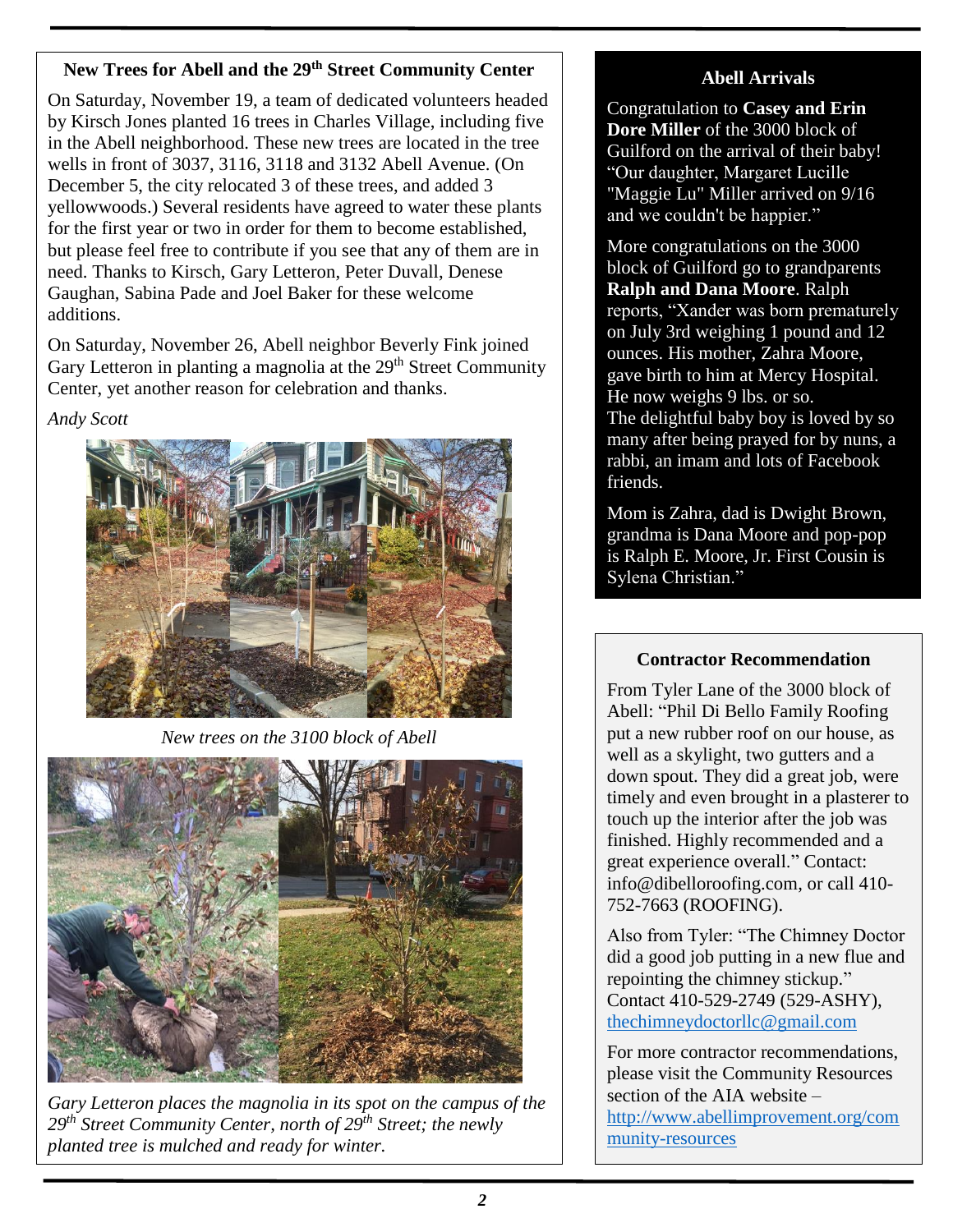## New Trees for Abell and the 29th Street Community Center

On Saturday, November 19, a team of dedicated volunteers headed by Kirsch Jones planted 16 trees in Charles Village, including five in the Abell neighborhood. These new trees are located in the tree wells in front of 3037, 3116, 3118 and 3132 Abell Avenue. (On December 5, the city relocated 3 of these trees, and added 3 yellowwoods.) Several residents have agreed to water these plants for the first year or two in order for them to become established, but please feel free to contribute if you see that any of them are in need. Thanks to Kirsch, Gary Letteron, Peter Duvall, Denese Gaughan, Sabina Pade and Joel Baker for these welcome additions.

On Saturday, November 26, Abell neighbor Beverly Fink joined Gary Letteron in planting a magnolia at the 29th Street Community Center, yet another reason for celebration and thanks.

*Andy Scott*

*New trees on the 3100 block of Abell*

*Gary Letteron places the magnolia in its spot on the campus of the 29th Street Community Center, north of 29th Street; the newly planted tree is mulched and ready for winter.*

## Abell Arrivals

Congratulation to **Casey and Erin Dore Miller** of the 3000 block of Guilford on the arrival of their baby! "Our daughter, Margaret Lucille "Maggie Lu" Miller arrived on 9/16 and we couldn't be happier."

More congratulations on the 3000 block of Guilford go to grandparents **Ralph and Dana Moore**. Ralph reports, "Xander was born prematurely on July 3rd weighing 1 pound and 12 ounces. His mother, Zahra Moore, gave birth to him at Mercy Hospital. He now weighs 9 lbs. or so.
The delightful baby boy is loved by so many after being prayed for by nuns, a rabbi, an imam and lots of Facebook friends.

Mom is Zahra, dad is Dwight Brown, grandma is Dana Moore and pop-pop is Ralph E. Moore, Jr. First Cousin is Sylena Christian."

## Contractor Recommendation

From Tyler Lane of the 3000 block of Abell: "Phil Di Bello Family Roofing put a new rubber roof on our house, as well as a skylight, two gutters and a down spout. They did a great job, were timely and even brought in a plasterer to touch up the interior after the job was finished. Highly recommended and a great experience overall." Contact: info@dibelloroofing.com, or call 410-752-7663 (ROOFING).

Also from Tyler: "The Chimney Doctor did a good job putting in a new flue and repointing the chimney stickup." Contact 410-529-2749 (529-ASHY), thechimneydoctorllc@gmail.com

For more contractor recommendations, please visit the Community Resources section of the AIA website – http://www.abellimprovement.org/community-resources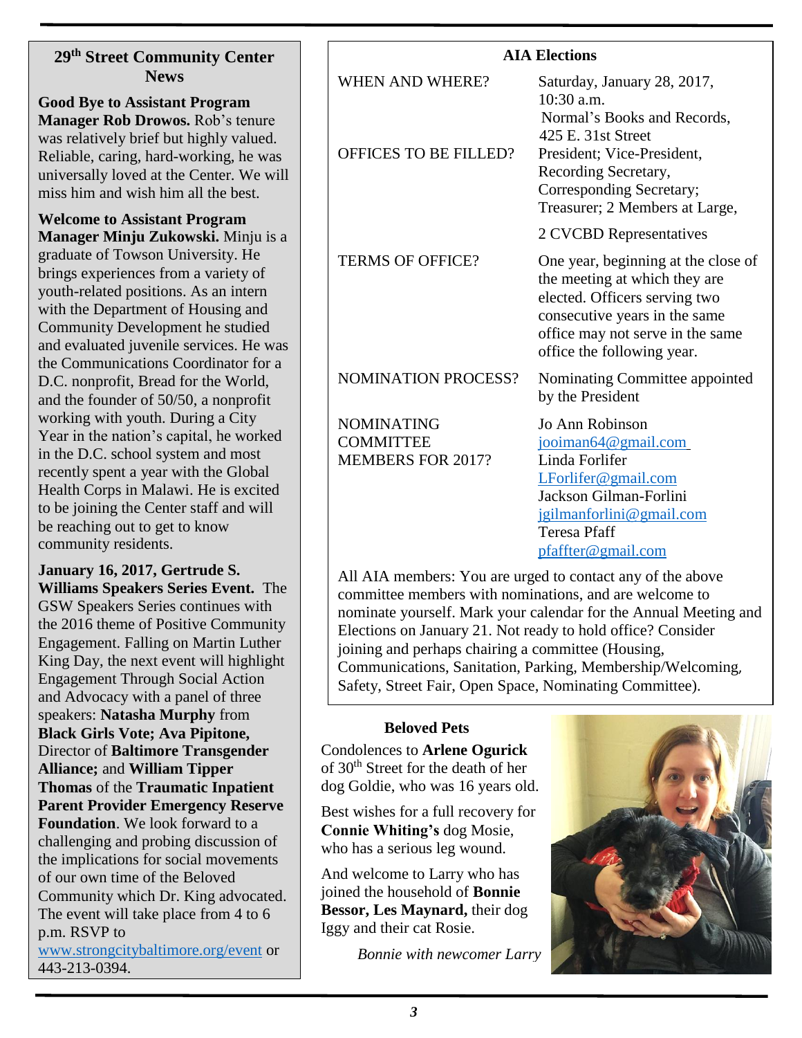## 29th Street Community Center News

**Good Bye to Assistant Program Manager Rob Drowos.** Rob's tenure was relatively brief but highly valued. Reliable, caring, hard-working, he was universally loved at the Center. We will miss him and wish him all the best.

**Welcome to Assistant Program Manager Minju Zukowski.** Minju is a graduate of Towson University. He brings experiences from a variety of youth-related positions. As an intern with the Department of Housing and Community Development he studied and evaluated juvenile services. He was the Communications Coordinator for a D.C. nonprofit, Bread for the World, and the founder of 50/50, a nonprofit working with youth. During a City Year in the nation's capital, he worked in the D.C. school system and most recently spent a year with the Global Health Corps in Malawi. He is excited to be joining the Center staff and will be reaching out to get to know community residents.

**January 16, 2017, Gertrude S. Williams Speakers Series Event.** The GSW Speakers Series continues with the 2016 theme of Positive Community Engagement. Falling on Martin Luther King Day, the next event will highlight Engagement Through Social Action and Advocacy with a panel of three speakers: **Natasha Murphy** from **Black Girls Vote; Ava Pipitone,** Director of **Baltimore Transgender Alliance;** and **William Tipper Thomas** of the **Traumatic Inpatient Parent Provider Emergency Reserve Foundation**. We look forward to a challenging and probing discussion of the implications for social movements of our own time of the Beloved Community which Dr. King advocated. The event will take place from 4 to 6 p.m. RSVP to www.strongcitybaltimore.org/event or 443-213-0394.

## AIA Elections

| | |
|---|---|
| WHEN AND WHERE? | Saturday, January 28, 2017, 10:30 a.m. Normal's Books and Records, 425 E. 31st Street |
| OFFICES TO BE FILLED? | President; Vice-President, Recording Secretary, Corresponding Secretary; Treasurer; 2 Members at Large, 2 CVCBD Representatives |
| TERMS OF OFFICE? | One year, beginning at the close of the meeting at which they are elected. Officers serving two consecutive years in the same office may not serve in the same office the following year. |
| NOMINATION PROCESS? | Nominating Committee appointed by the President |
| NOMINATING COMMITTEE MEMBERS FOR 2017? | Jo Ann Robinson jooiman64@gmail.com Linda Forlifer LForlifer@gmail.com Jackson Gilman-Forlini jgilmanforlini@gmail.com Teresa Pfaff pfaffter@gmail.com |

All AIA members: You are urged to contact any of the above committee members with nominations, and are welcome to nominate yourself. Mark your calendar for the Annual Meeting and Elections on January 21. Not ready to hold office? Consider joining and perhaps chairing a committee (Housing, Communications, Sanitation, Parking, Membership/Welcoming, Safety, Street Fair, Open Space, Nominating Committee).

## Beloved Pets

Condolences to **Arlene Ogurick** of 30th Street for the death of her dog Goldie, who was 16 years old.

Best wishes for a full recovery for **Connie Whiting's** dog Mosie, who has a serious leg wound.

And welcome to Larry who has joined the household of **Bonnie Bessor, Les Maynard,** their dog Iggy and their cat Rosie.

*Bonnie with newcomer Larry*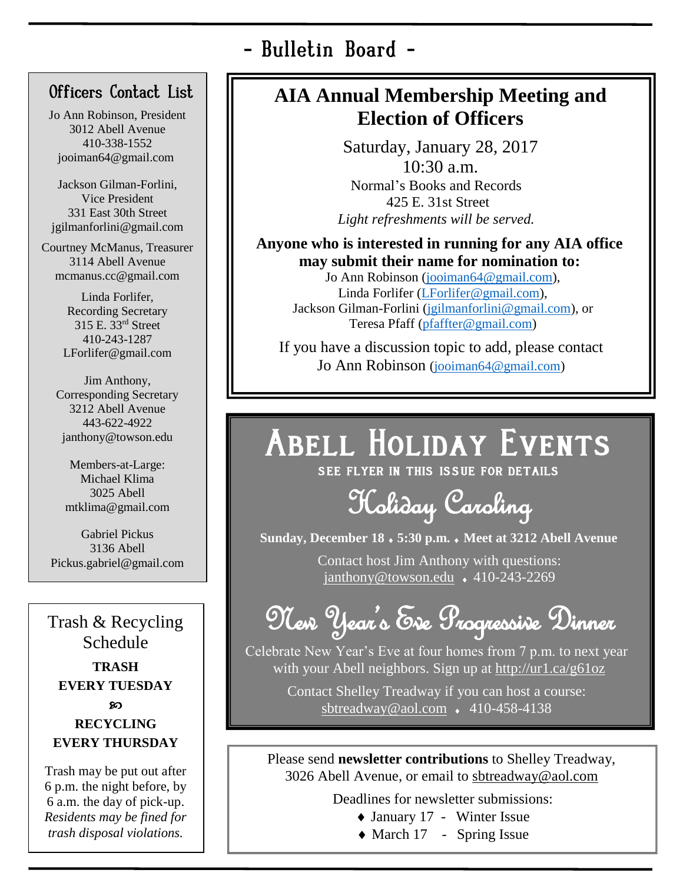# - Bulletin Board -

## Officers Contact List

Jo Ann Robinson, President
3012 Abell Avenue
410-338-1552
jooiman64@gmail.com

Jackson Gilman-Forlini,
Vice President
331 East 30th Street
jgilmanforlini@gmail.com

Courtney McManus, Treasurer
3114 Abell Avenue
mcmanus.cc@gmail.com

Linda Forlifer,
Recording Secretary
315 E. 33rd Street
410-243-1287
LForlifer@gmail.com

Jim Anthony,
Corresponding Secretary
3212 Abell Avenue
443-622-4922
janthony@towson.edu

Members-at-Large:
Michael Klima
3025 Abell
mtklima@gmail.com

Gabriel Pickus
3136 Abell
Pickus.gabriel@gmail.com

## Trash & Recycling Schedule

**TRASH**
**EVERY TUESDAY**

**RECYCLING**
**EVERY THURSDAY**

Trash may be put out after 6 p.m. the night before, by 6 a.m. the day of pick-up. *Residents may be fined for trash disposal violations.*

## AIA Annual Membership Meeting and Election of Officers

Saturday, January 28, 2017
10:30 a.m.
Normal's Books and Records
425 E. 31st Street
*Light refreshments will be served.*

**Anyone who is interested in running for any AIA office may submit their name for nomination to:**
Jo Ann Robinson (jooiman64@gmail.com),
Linda Forlifer (LForlifer@gmail.com),
Jackson Gilman-Forlini (jgilmanforlini@gmail.com), or
Teresa Pfaff (pfaffter@gmail.com)

If you have a discussion topic to add, please contact
Jo Ann Robinson (jooiman64@gmail.com)

## Abell Holiday Events

SEE FLYER IN THIS ISSUE FOR DETAILS

### Holiday Caroling

**Sunday, December 18 ⬩ 5:30 p.m. ⬩ Meet at 3212 Abell Avenue**

Contact host Jim Anthony with questions:
janthony@towson.edu ⬩ 410-243-2269

### New Year's Eve Progressive Dinner

Celebrate New Year's Eve at four homes from 7 p.m. to next year with your Abell neighbors. Sign up at http://ur1.ca/g61oz

Contact Shelley Treadway if you can host a course:
sbtreadway@aol.com ⬩ 410-458-4138

Please send **newsletter contributions** to Shelley Treadway, 3026 Abell Avenue, or email to sbtreadway@aol.com

Deadlines for newsletter submissions:

- January 17 - Winter Issue
- March 17 - Spring Issue